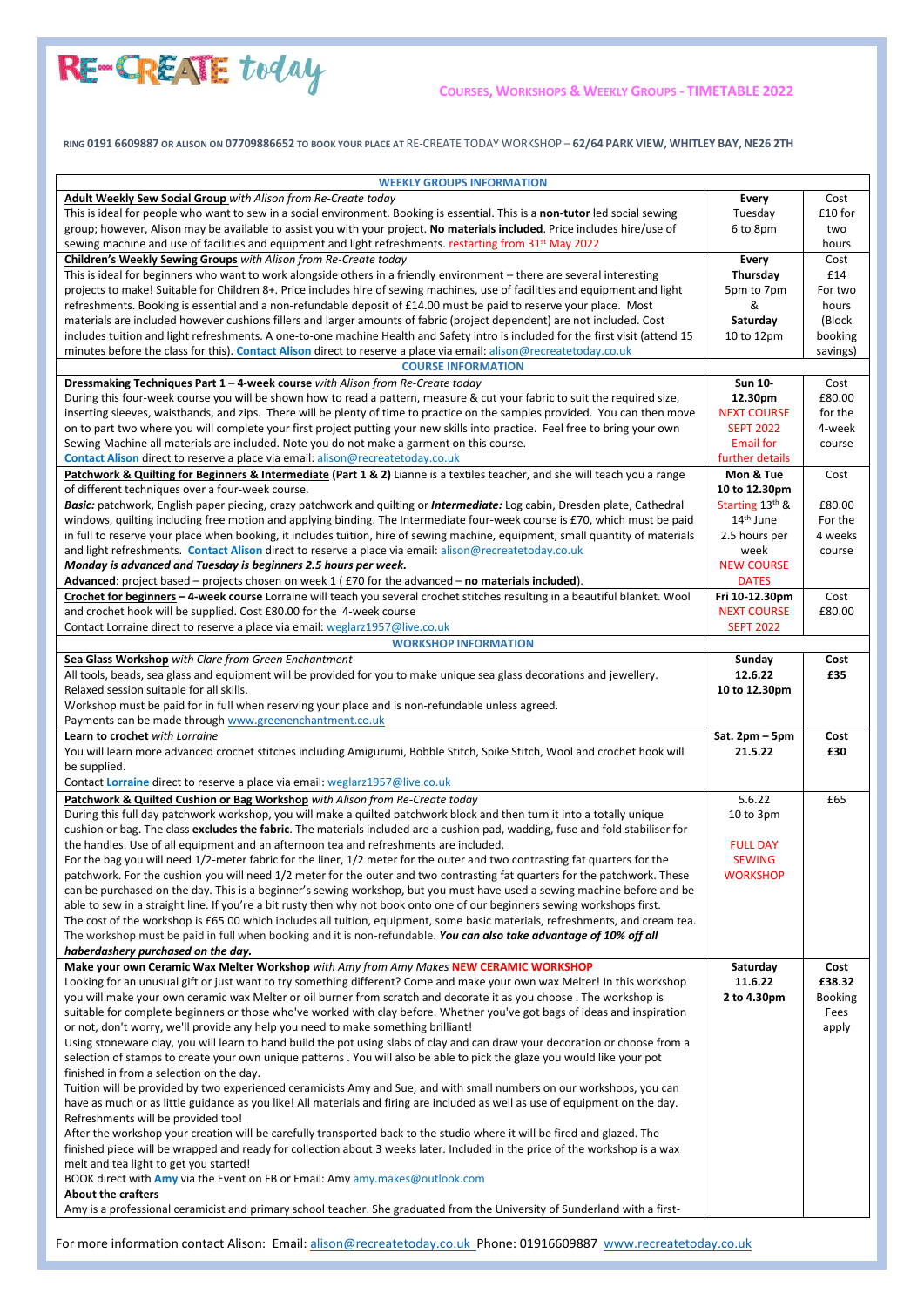# RE-CREATE today

## COURSES, WORKSHOPS & WEEKLY GROUPS - TIMETABLE 2022

RING **0191 6609887** OR ALISON ON **07709886652** TO BOOK YOUR PLACE AT RE-CREATE TODAY WORKSHOP – **62/64 PARK VIEW, WHITLEY BAY, NE26 2TH**

| WEEKLY GROUPS INFORMATION | | |
|---|---|---|
| **Adult Weekly Sew Social Group** *with Alison from Re-Create today*<br>This is ideal for people who want to sew in a social environment. Booking is essential. This is a **non-tutor** led social sewing group; however, Alison may be available to assist you with your project. **No materials included**. Price includes hire/use of sewing machine and use of facilities and equipment and light refreshments. restarting from 31st May 2022 | **Every** Tuesday 6 to 8pm | Cost £10 for two hours |
| **Children's Weekly Sewing Groups** *with Alison from Re-Create today*<br>This is ideal for beginners who want to work alongside others in a friendly environment – there are several interesting projects to make! Suitable for Children 8+. Price includes hire of sewing machines, use of facilities and equipment and light refreshments. Booking is essential and a non-refundable deposit of £14.00 must be paid to reserve your place. Most materials are included however cushions fillers and larger amounts of fabric (project dependent) are not included. Cost includes tuition and light refreshments. A one-to-one machine Health and Safety intro is included for the first visit (attend 15 minutes before the class for this). **Contact Alison** direct to reserve a place via email: alison@recreatetoday.co.uk | **Every Thursday** 5pm to 7pm & **Saturday** 10 to 12pm | Cost £14 For two hours (Block booking savings) |
| **COURSE INFORMATION** | | |
| **Dressmaking Techniques Part 1 – 4-week course** *with Alison from Re-Create today*<br>During this four-week course you will be shown how to read a pattern, measure & cut your fabric to suit the required size, inserting sleeves, waistbands, and zips. There will be plenty of time to practice on the samples provided. You can then move on to part two where you will complete your first project putting your new skills into practice. Feel free to bring your own Sewing Machine all materials are included. Note you do not make a garment on this course.<br>**Contact Alison** direct to reserve a place via email: alison@recreatetoday.co.uk | **Sun 10-12.30pm** NEXT COURSE SEPT 2022 Email for further details | Cost £80.00 for the 4-week course |
| **Patchwork & Quilting for Beginners & Intermediate (Part 1 & 2)** Lianne is a textiles teacher, and she will teach you a range of different techniques over a four-week course.<br>***Basic:*** patchwork, English paper piecing, crazy patchwork and quilting or ***Intermediate:*** Log cabin, Dresden plate, Cathedral windows, quilting including free motion and applying binding. The Intermediate four-week course is £70, which must be paid in full to reserve your place when booking, it includes tuition, hire of sewing machine, equipment, small quantity of materials and light refreshments. **Contact Alison** direct to reserve a place via email: alison@recreatetoday.co.uk<br>***Monday is advanced and Tuesday is beginners 2.5 hours per week.***<br>**Advanced**: project based – projects chosen on week 1 ( £70 for the advanced – **no materials included**). | **Mon & Tue 10 to 12.30pm** Starting 13th & 14th June 2.5 hours per week NEW COURSE DATES | Cost £80.00 For the 4 weeks course |
| **Crochet for beginners – 4-week course** Lorraine will teach you several crochet stitches resulting in a beautiful blanket. Wool and crochet hook will be supplied. Cost £80.00 for the 4-week course<br>Contact Lorraine direct to reserve a place via email: weglarz1957@live.co.uk | **Fri 10-12.30pm** NEXT COURSE SEPT 2022 | Cost £80.00 |
| **WORKSHOP INFORMATION** | | |
| **Sea Glass Workshop** *with Clare from Green Enchantment*<br>All tools, beads, sea glass and equipment will be provided for you to make unique sea glass decorations and jewellery. Relaxed session suitable for all skills.<br>Workshop must be paid for in full when reserving your place and is non-refundable unless agreed.<br>Payments can be made through www.greenenchantment.co.uk | **Sunday 12.6.22 10 to 12.30pm** | **Cost £35** |
| **Learn to crochet** *with Lorraine*<br>You will learn more advanced crochet stitches including Amigurumi, Bobble Stitch, Spike Stitch, Wool and crochet hook will be supplied.<br>Contact **Lorraine** direct to reserve a place via email: weglarz1957@live.co.uk | **Sat. 2pm – 5pm 21.5.22** | **Cost £30** |
| **Patchwork & Quilted Cushion or Bag Workshop** *with Alison from Re-Create today*<br>During this full day patchwork workshop, you will make a quilted patchwork block and then turn it into a totally unique cushion or bag. The class **excludes the fabric**. The materials included are a cushion pad, wadding, fuse and fold stabiliser for the handles. Use of all equipment and an afternoon tea and refreshments are included.<br>For the bag you will need 1/2-meter fabric for the liner, 1/2 meter for the outer and two contrasting fat quarters for the patchwork. For the cushion you will need 1/2 meter for the outer and two contrasting fat quarters for the patchwork. These can be purchased on the day. This is a beginner's sewing workshop, but you must have used a sewing machine before and be able to sew in a straight line. If you're a bit rusty then why not book onto one of our beginners sewing workshops first.<br>The cost of the workshop is £65.00 which includes all tuition, equipment, some basic materials, refreshments, and cream tea. The workshop must be paid in full when booking and it is non-refundable. ***You can also take advantage of 10% off all haberdashery purchased on the day.*** | 5.6.22 10 to 3pm FULL DAY SEWING WORKSHOP | £65 |
| **Make your own Ceramic Wax Melter Workshop** *with Amy from Amy Makes* **NEW CERAMIC WORKSHOP**<br>Looking for an unusual gift or just want to try something different? Come and make your own wax Melter! In this workshop you will make your own ceramic wax Melter or oil burner from scratch and decorate it as you choose . The workshop is suitable for complete beginners or those who've worked with clay before. Whether you've got bags of ideas and inspiration or not, don't worry, we'll provide any help you need to make something brilliant!<br>Using stoneware clay, you will learn to hand build the pot using slabs of clay and can draw your decoration or choose from a selection of stamps to create your own unique patterns . You will also be able to pick the glaze you would like your pot finished in from a selection on the day.<br>Tuition will be provided by two experienced ceramicists Amy and Sue, and with small numbers on our workshops, you can have as much or as little guidance as you like! All materials and firing are included as well as use of equipment on the day. Refreshments will be provided too!<br>After the workshop your creation will be carefully transported back to the studio where it will be fired and glazed. The finished piece will be wrapped and ready for collection about 3 weeks later. Included in the price of the workshop is a wax melt and tea light to get you started!<br>BOOK direct with **Amy** via the Event on FB or Email: Amy amy.makes@outlook.com<br>**About the crafters**<br>Amy is a professional ceramicist and primary school teacher. She graduated from the University of Sunderland with a first- | **Saturday 11.6.22 2 to 4.30pm** | **Cost £38.32** Booking Fees apply |

For more information contact Alison: Email: alison@recreatetoday.co.uk Phone: 01916609887 www.recreatetoday.co.uk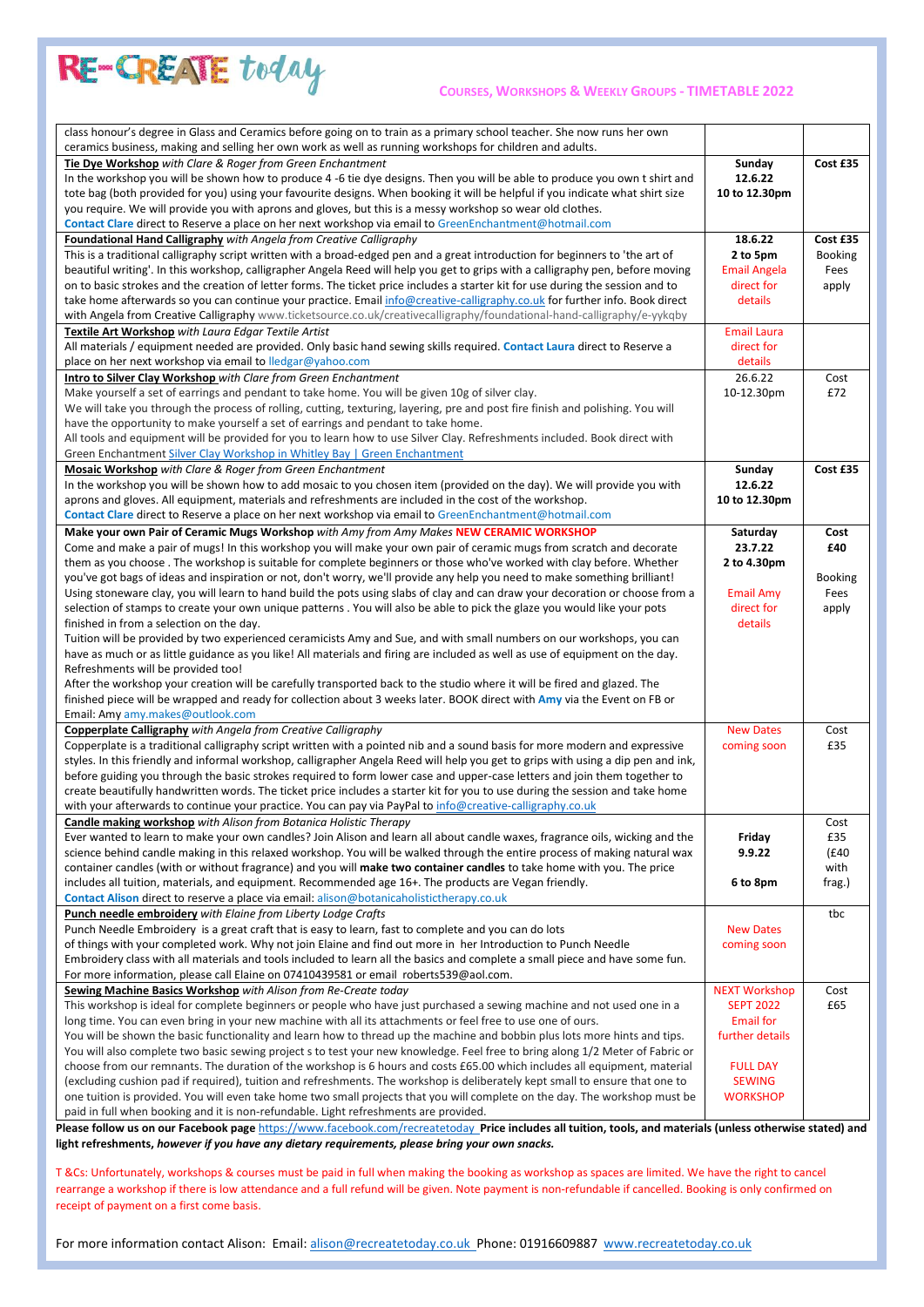RE-CREATE today

**COURSES, WORKSHOPS & WEEKLY GROUPS - TIMETABLE 2022**

| | | |
|---|---|---|
| class honour's degree in Glass and Ceramics before going on to train as a primary school teacher. She now runs her own ceramics business, making and selling her own work as well as running workshops for children and adults. | | |
| **Tie Dye Workshop** *with Clare & Roger from Green Enchantment*<br>In the workshop you will be shown how to produce 4 -6 tie dye designs. Then you will be able to produce you own t shirt and tote bag (both provided for you) using your favourite designs. When booking it will be helpful if you indicate what shirt size you require. We will provide you with aprons and gloves, but this is a messy workshop so wear old clothes.<br>**Contact Clare** direct to Reserve a place on her next workshop via email to GreenEnchantment@hotmail.com | **Sunday 12.6.22 10 to 12.30pm** | **Cost £35** |
| **Foundational Hand Calligraphy** *with Angela from Creative Calligraphy*<br>This is a traditional calligraphy script written with a broad-edged pen and a great introduction for beginners to 'the art of beautiful writing'. In this workshop, calligrapher Angela Reed will help you get to grips with a calligraphy pen, before moving on to basic strokes and the creation of letter forms. The ticket price includes a starter kit for use during the session and to take home afterwards so you can continue your practice. Email info@creative-calligraphy.co.uk for further info. Book direct with Angela from Creative Calligraphy www.ticketsource.co.uk/creativecalligraphy/foundational-hand-calligraphy/e-yykqby | **18.6.22 2 to 5pm** Email Angela direct for details | **Cost £35** Booking Fees apply |
| **Textile Art Workshop** *with Laura Edgar Textile Artist*<br>All materials / equipment needed are provided. Only basic hand sewing skills required. **Contact Laura** direct to Reserve a place on her next workshop via email to lledgar@yahoo.com | Email Laura direct for details | |
| **Intro to Silver Clay Workshop** *with Clare from Green Enchantment*<br>Make yourself a set of earrings and pendant to take home. You will be given 10g of silver clay.<br>We will take you through the process of rolling, cutting, texturing, layering, pre and post fire finish and polishing. You will have the opportunity to make yourself a set of earrings and pendant to take home.<br>All tools and equipment will be provided for you to learn how to use Silver Clay. Refreshments included. Book direct with Green Enchantment Silver Clay Workshop in Whitley Bay \| Green Enchantment | 26.6.22 10-12.30pm | Cost £72 |
| **Mosaic Workshop** *with Clare & Roger from Green Enchantment*<br>In the workshop you will be shown how to add mosaic to you chosen item (provided on the day). We will provide you with aprons and gloves. All equipment, materials and refreshments are included in the cost of the workshop.<br>**Contact Clare** direct to Reserve a place on her next workshop via email to GreenEnchantment@hotmail.com | **Sunday 12.6.22 10 to 12.30pm** | **Cost £35** |
| **Make your own Pair of Ceramic Mugs Workshop** *with Amy from Amy Makes* **NEW CERAMIC WORKSHOP**<br>Come and make a pair of mugs! In this workshop you will make your own pair of ceramic mugs from scratch and decorate them as you choose . The workshop is suitable for complete beginners or those who've worked with clay before. Whether you've got bags of ideas and inspiration or not, don't worry, we'll provide any help you need to make something brilliant!<br>Using stoneware clay, you will learn to hand build the pots using slabs of clay and can draw your decoration or choose from a selection of stamps to create your own unique patterns . You will also be able to pick the glaze you would like your pots finished in from a selection on the day.<br>Tuition will be provided by two experienced ceramicists Amy and Sue, and with small numbers on our workshops, you can have as much or as little guidance as you like! All materials and firing are included as well as use of equipment on the day. Refreshments will be provided too!<br>After the workshop your creation will be carefully transported back to the studio where it will be fired and glazed. The finished piece will be wrapped and ready for collection about 3 weeks later. BOOK direct with **Amy** via the Event on FB or Email: Amy amy.makes@outlook.com | **Saturday 23.7.22 2 to 4.30pm** Email Amy direct for details | **Cost £40** Booking Fees apply |
| **Copperplate Calligraphy** *with Angela from Creative Calligraphy*<br>Copperplate is a traditional calligraphy script written with a pointed nib and a sound basis for more modern and expressive styles. In this friendly and informal workshop, calligrapher Angela Reed will help you get to grips with using a dip pen and ink, before guiding you through the basic strokes required to form lower case and upper-case letters and join them together to create beautifully handwritten words. The ticket price includes a starter kit for you to use during the session and take home with you afterwards to continue your practice. You can pay via PayPal to info@creative-calligraphy.co.uk | New Dates coming soon | Cost £35 |
| **Candle making workshop** *with Alison from Botanica Holistic Therapy*<br>Ever wanted to learn to make your own candles? Join Alison and learn all about candle waxes, fragrance oils, wicking and the science behind candle making in this relaxed workshop. You will be walked through the entire process of making natural wax container candles (with or without fragrance) and you will **make two container candles** to take home with you. The price includes all tuition, materials, and equipment. Recommended age 16+. The products are Vegan friendly.<br>**Contact Alison** direct to reserve a place via email: alison@botanicaholistictherapy.co.uk | **Friday 9.9.22** **6 to 8pm** | Cost £35 (£40 with frag.) |
| **Punch needle embroidery** *with Elaine from Liberty Lodge Crafts*<br>Punch Needle Embroidery is a great craft that is easy to learn, fast to complete and you can do lots of things with your completed work. Why not join Elaine and find out more in her Introduction to Punch Needle Embroidery class with all materials and tools included to learn all the basics and complete a small piece and have some fun. For more information, please call Elaine on 07410439581 or email roberts539@aol.com. | New Dates coming soon | tbc |
| **Sewing Machine Basics Workshop** *with Alison from Re-Create today*<br>This workshop is ideal for complete beginners or people who have just purchased a sewing machine and not used one in a long time. You can even bring in your new machine with all its attachments or feel free to use one of ours.<br>You will be shown the basic functionality and learn how to thread up the machine and bobbin plus lots more hints and tips. You will also complete two basic sewing project s to test your new knowledge. Feel free to bring along 1/2 Meter of Fabric or choose from our remnants. The duration of the workshop is 6 hours and costs £65.00 which includes all equipment, material (excluding cushion pad if required), tuition and refreshments. The workshop is deliberately kept small to ensure that one to one tuition is provided. You will even take home two small projects that you will complete on the day. The workshop must be paid in full when booking and it is non-refundable. Light refreshments are provided. | NEXT Workshop SEPT 2022 Email for further details<br><br>FULL DAY SEWING WORKSHOP | Cost £65 |

**Please follow us on our Facebook page** https://www.facebook.com/recreatetoday **Price includes all tuition, tools, and materials (unless otherwise stated) and light refreshments,** ***however if you have any dietary requirements, please bring your own snacks.***

T &Cs: Unfortunately, workshops & courses must be paid in full when making the booking as workshop as spaces are limited. We have the right to cancel rearrange a workshop if there is low attendance and a full refund will be given. Note payment is non-refundable if cancelled. Booking is only confirmed on receipt of payment on a first come basis.

For more information contact Alison: Email: alison@recreatetoday.co.uk Phone: 01916609887 www.recreatetoday.co.uk